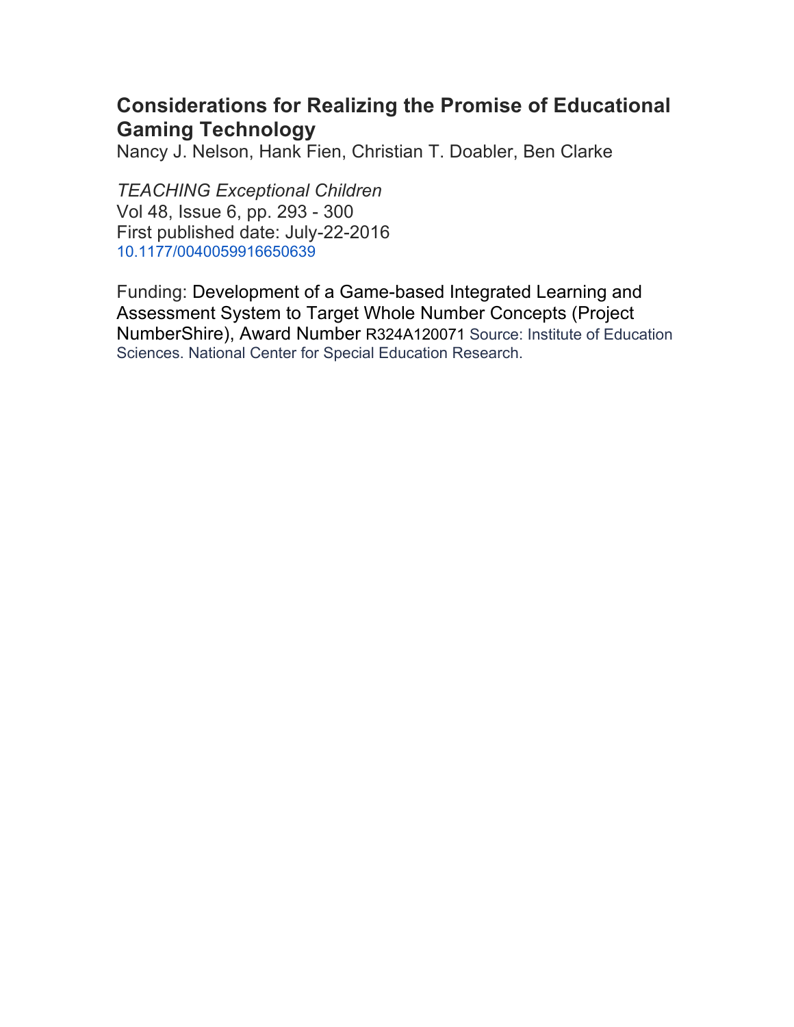# Considerations for Realizing the Promise of Educational Gaming Technology

Nancy J. Nelson, Hank Fien, Christian T. Doabler, Ben Clarke

*TEACHING Exceptional Children*
Vol 48, Issue 6, pp. 293 - 300
First published date: July-22-2016
10.1177/0040059916650639

Funding: Development of a Game-based Integrated Learning and Assessment System to Target Whole Number Concepts (Project NumberShire), Award Number R324A120071 Source: Institute of Education Sciences. National Center for Special Education Research.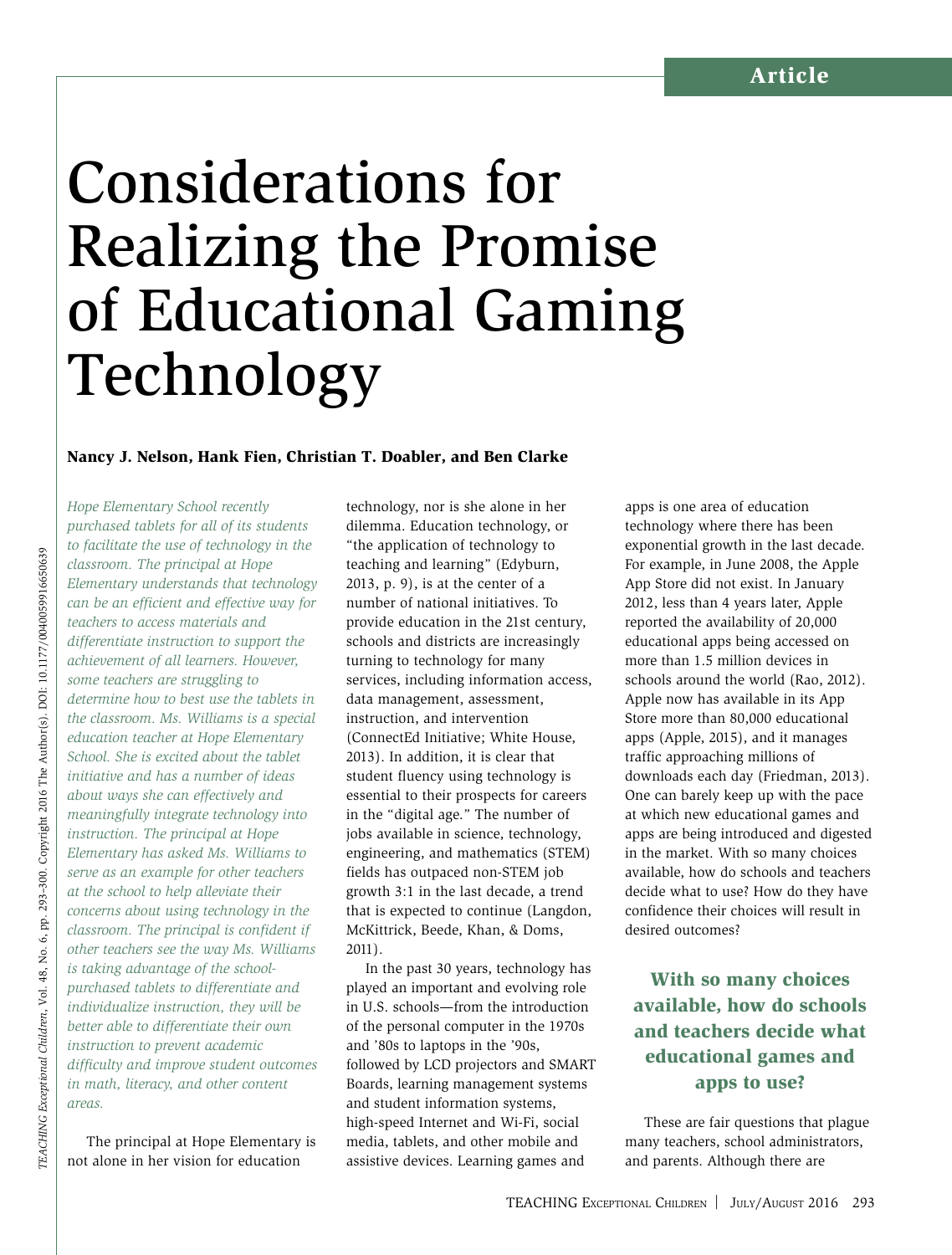# Considerations for Realizing the Promise of Educational Gaming Technology

**Nancy J. Nelson, Hank Fien, Christian T. Doabler, and Ben Clarke**

*Hope Elementary School recently purchased tablets for all of its students to facilitate the use of technology in the classroom. The principal at Hope Elementary understands that technology can be an efficient and effective way for teachers to access materials and differentiate instruction to support the achievement of all learners. However, some teachers are struggling to determine how to best use the tablets in the classroom. Ms. Williams is a special education teacher at Hope Elementary School. She is excited about the tablet initiative and has a number of ideas about ways she can effectively and meaningfully integrate technology into instruction. The principal at Hope Elementary has asked Ms. Williams to serve as an example for other teachers at the school to help alleviate their concerns about using technology in the classroom. The principal is confident if other teachers see the way Ms. Williams is taking advantage of the school-purchased tablets to differentiate and individualize instruction, they will be better able to differentiate their own instruction to prevent academic difficulty and improve student outcomes in math, literacy, and other content areas.*

The principal at Hope Elementary is not alone in her vision for education technology, nor is she alone in her dilemma. Education technology, or "the application of technology to teaching and learning" (Edyburn, 2013, p. 9), is at the center of a number of national initiatives. To provide education in the 21st century, schools and districts are increasingly turning to technology for many services, including information access, data management, assessment, instruction, and intervention (ConnectEd Initiative; White House, 2013). In addition, it is clear that student fluency using technology is essential to their prospects for careers in the "digital age." The number of jobs available in science, technology, engineering, and mathematics (STEM) fields has outpaced non-STEM job growth 3:1 in the last decade, a trend that is expected to continue (Langdon, McKittrick, Beede, Khan, & Doms, 2011).

In the past 30 years, technology has played an important and evolving role in U.S. schools—from the introduction of the personal computer in the 1970s and '80s to laptops in the '90s, followed by LCD projectors and SMART Boards, learning management systems and student information systems, high-speed Internet and Wi-Fi, social media, tablets, and other mobile and assistive devices. Learning games and apps is one area of education technology where there has been exponential growth in the last decade. For example, in June 2008, the Apple App Store did not exist. In January 2012, less than 4 years later, Apple reported the availability of 20,000 educational apps being accessed on more than 1.5 million devices in schools around the world (Rao, 2012). Apple now has available in its App Store more than 80,000 educational apps (Apple, 2015), and it manages traffic approaching millions of downloads each day (Friedman, 2013). One can barely keep up with the pace at which new educational games and apps are being introduced and digested in the market. With so many choices available, how do schools and teachers decide what to use? How do they have confidence their choices will result in desired outcomes?

**With so many choices available, how do schools and teachers decide what educational games and apps to use?**

These are fair questions that plague many teachers, school administrators, and parents. Although there are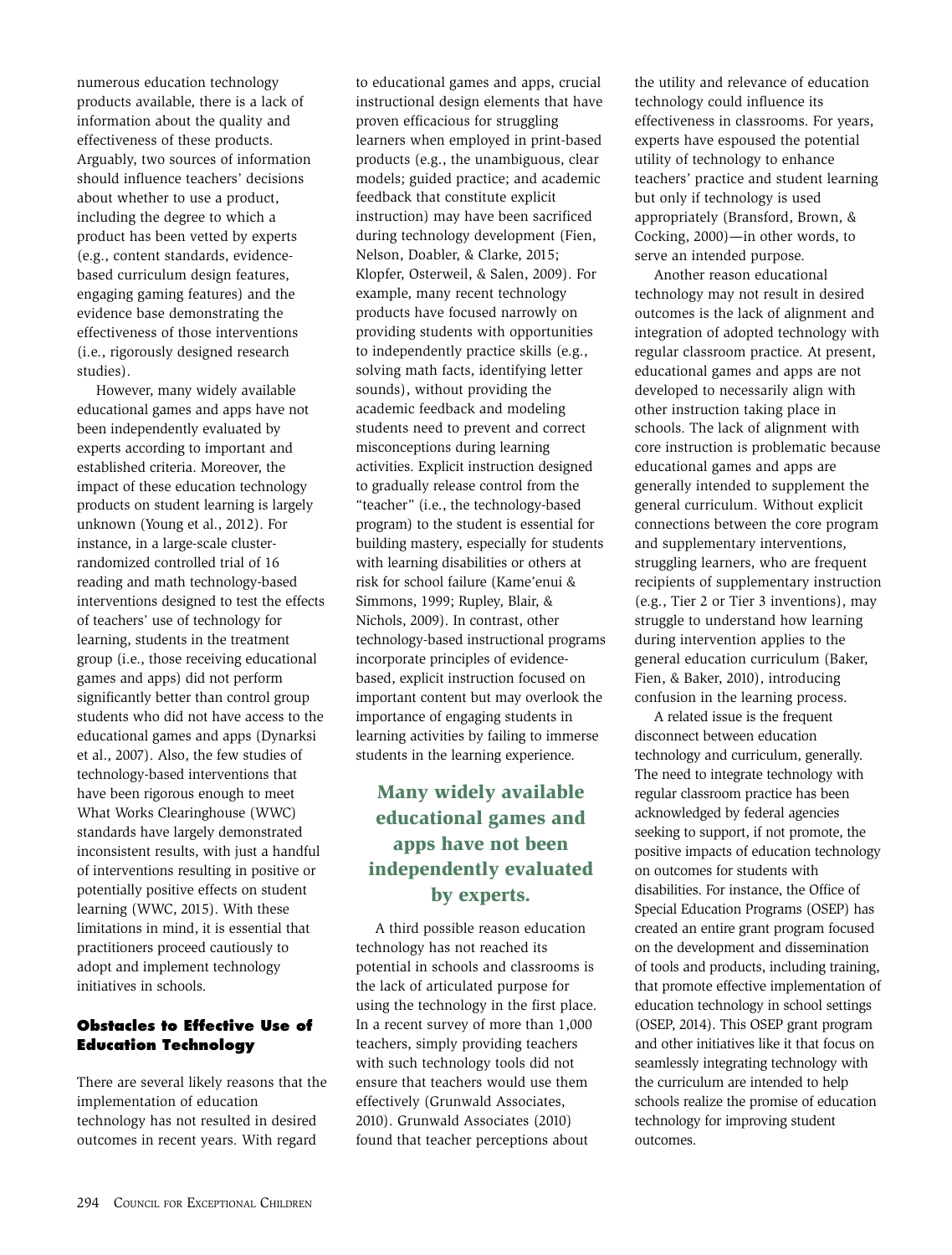numerous education technology products available, there is a lack of information about the quality and effectiveness of these products. Arguably, two sources of information should influence teachers' decisions about whether to use a product, including the degree to which a product has been vetted by experts (e.g., content standards, evidence-based curriculum design features, engaging gaming features) and the evidence base demonstrating the effectiveness of those interventions (i.e., rigorously designed research studies).

However, many widely available educational games and apps have not been independently evaluated by experts according to important and established criteria. Moreover, the impact of these education technology products on student learning is largely unknown (Young et al., 2012). For instance, in a large-scale cluster-randomized controlled trial of 16 reading and math technology-based interventions designed to test the effects of teachers' use of technology for learning, students in the treatment group (i.e., those receiving educational games and apps) did not perform significantly better than control group students who did not have access to the educational games and apps (Dynarksi et al., 2007). Also, the few studies of technology-based interventions that have been rigorous enough to meet What Works Clearinghouse (WWC) standards have largely demonstrated inconsistent results, with just a handful of interventions resulting in positive or potentially positive effects on student learning (WWC, 2015). With these limitations in mind, it is essential that practitioners proceed cautiously to adopt and implement technology initiatives in schools.

## Obstacles to Effective Use of Education Technology

There are several likely reasons that the implementation of education technology has not resulted in desired outcomes in recent years. With regard to educational games and apps, crucial instructional design elements that have proven efficacious for struggling learners when employed in print-based products (e.g., the unambiguous, clear models; guided practice; and academic feedback that constitute explicit instruction) may have been sacrificed during technology development (Fien, Nelson, Doabler, & Clarke, 2015; Klopfer, Osterweil, & Salen, 2009). For example, many recent technology products have focused narrowly on providing students with opportunities to independently practice skills (e.g., solving math facts, identifying letter sounds), without providing the academic feedback and modeling students need to prevent and correct misconceptions during learning activities. Explicit instruction designed to gradually release control from the "teacher" (i.e., the technology-based program) to the student is essential for building mastery, especially for students with learning disabilities or others at risk for school failure (Kame'enui & Simmons, 1999; Rupley, Blair, & Nichols, 2009). In contrast, other technology-based instructional programs incorporate principles of evidence-based, explicit instruction focused on important content but may overlook the importance of engaging students in learning activities by failing to immerse students in the learning experience.

**Many widely available educational games and apps have not been independently evaluated by experts.**

A third possible reason education technology has not reached its potential in schools and classrooms is the lack of articulated purpose for using the technology in the first place. In a recent survey of more than 1,000 teachers, simply providing teachers with such technology tools did not ensure that teachers would use them effectively (Grunwald Associates, 2010). Grunwald Associates (2010) found that teacher perceptions about the utility and relevance of education technology could influence its effectiveness in classrooms. For years, experts have espoused the potential utility of technology to enhance teachers' practice and student learning but only if technology is used appropriately (Bransford, Brown, & Cocking, 2000)—in other words, to serve an intended purpose.

Another reason educational technology may not result in desired outcomes is the lack of alignment and integration of adopted technology with regular classroom practice. At present, educational games and apps are not developed to necessarily align with other instruction taking place in schools. The lack of alignment with core instruction is problematic because educational games and apps are generally intended to supplement the general curriculum. Without explicit connections between the core program and supplementary interventions, struggling learners, who are frequent recipients of supplementary instruction (e.g., Tier 2 or Tier 3 inventions), may struggle to understand how learning during intervention applies to the general education curriculum (Baker, Fien, & Baker, 2010), introducing confusion in the learning process.

A related issue is the frequent disconnect between education technology and curriculum, generally. The need to integrate technology with regular classroom practice has been acknowledged by federal agencies seeking to support, if not promote, the positive impacts of education technology on outcomes for students with disabilities. For instance, the Office of Special Education Programs (OSEP) has created an entire grant program focused on the development and dissemination of tools and products, including training, that promote effective implementation of education technology in school settings (OSEP, 2014). This OSEP grant program and other initiatives like it that focus on seamlessly integrating technology with the curriculum are intended to help schools realize the promise of education technology for improving student outcomes.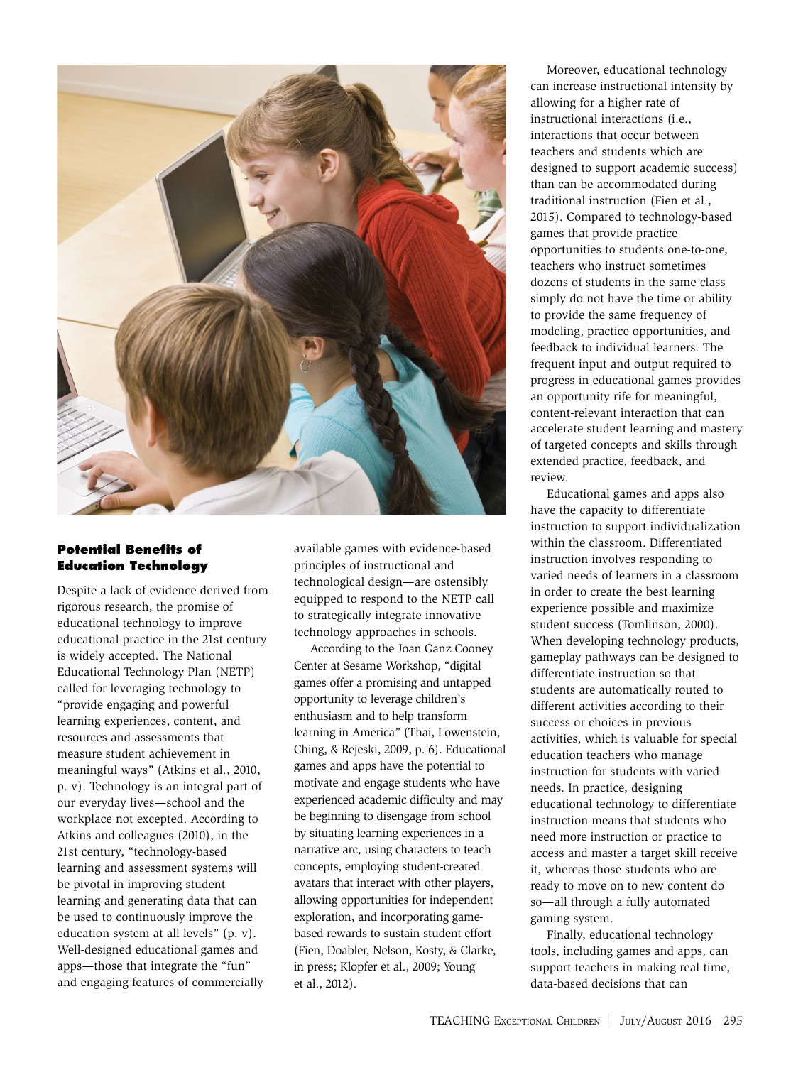## Potential Benefits of Education Technology

Despite a lack of evidence derived from rigorous research, the promise of educational technology to improve educational practice in the 21st century is widely accepted. The National Educational Technology Plan (NETP) called for leveraging technology to "provide engaging and powerful learning experiences, content, and resources and assessments that measure student achievement in meaningful ways" (Atkins et al., 2010, p. v). Technology is an integral part of our everyday lives—school and the workplace not excepted. According to Atkins and colleagues (2010), in the 21st century, "technology-based learning and assessment systems will be pivotal in improving student learning and generating data that can be used to continuously improve the education system at all levels" (p. v). Well-designed educational games and apps—those that integrate the "fun" and engaging features of commercially available games with evidence-based principles of instructional and technological design—are ostensibly equipped to respond to the NETP call to strategically integrate innovative technology approaches in schools.

According to the Joan Ganz Cooney Center at Sesame Workshop, "digital games offer a promising and untapped opportunity to leverage children's enthusiasm and to help transform learning in America" (Thai, Lowenstein, Ching, & Rejeski, 2009, p. 6). Educational games and apps have the potential to motivate and engage students who have experienced academic difficulty and may be beginning to disengage from school by situating learning experiences in a narrative arc, using characters to teach concepts, employing student-created avatars that interact with other players, allowing opportunities for independent exploration, and incorporating game-based rewards to sustain student effort (Fien, Doabler, Nelson, Kosty, & Clarke, in press; Klopfer et al., 2009; Young et al., 2012).

Moreover, educational technology can increase instructional intensity by allowing for a higher rate of instructional interactions (i.e., interactions that occur between teachers and students which are designed to support academic success) than can be accommodated during traditional instruction (Fien et al., 2015). Compared to technology-based games that provide practice opportunities to students one-to-one, teachers who instruct sometimes dozens of students in the same class simply do not have the time or ability to provide the same frequency of modeling, practice opportunities, and feedback to individual learners. The frequent input and output required to progress in educational games provides an opportunity rife for meaningful, content-relevant interaction that can accelerate student learning and mastery of targeted concepts and skills through extended practice, feedback, and review.

Educational games and apps also have the capacity to differentiate instruction to support individualization within the classroom. Differentiated instruction involves responding to varied needs of learners in a classroom in order to create the best learning experience possible and maximize student success (Tomlinson, 2000). When developing technology products, gameplay pathways can be designed to differentiate instruction so that students are automatically routed to different activities according to their success or choices in previous activities, which is valuable for special education teachers who manage instruction for students with varied needs. In practice, designing educational technology to differentiate instruction means that students who need more instruction or practice to access and master a target skill receive it, whereas those students who are ready to move on to new content do so—all through a fully automated gaming system.

Finally, educational technology tools, including games and apps, can support teachers in making real-time, data-based decisions that can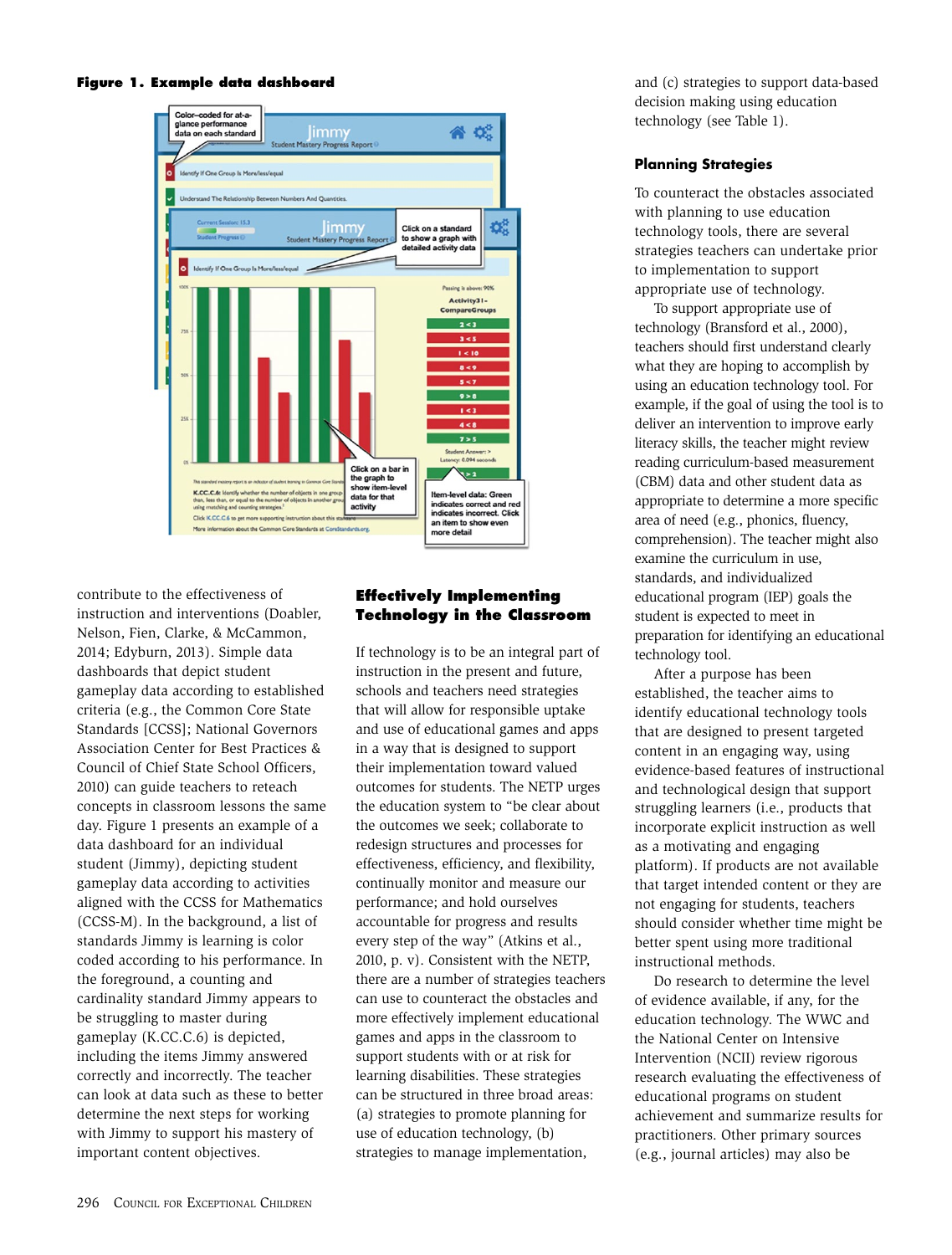**Figure 1. Example data dashboard**

contribute to the effectiveness of instruction and interventions (Doabler, Nelson, Fien, Clarke, & McCammon, 2014; Edyburn, 2013). Simple data dashboards that depict student gameplay data according to established criteria (e.g., the Common Core State Standards [CCSS]; National Governors Association Center for Best Practices & Council of Chief State School Officers, 2010) can guide teachers to reteach concepts in classroom lessons the same day. Figure 1 presents an example of a data dashboard for an individual student (Jimmy), depicting student gameplay data according to activities aligned with the CCSS for Mathematics (CCSS-M). In the background, a list of standards Jimmy is learning is color coded according to his performance. In the foreground, a counting and cardinality standard Jimmy appears to be struggling to master during gameplay (K.CC.C.6) is depicted, including the items Jimmy answered correctly and incorrectly. The teacher can look at data such as these to better determine the next steps for working with Jimmy to support his mastery of important content objectives.

## Effectively Implementing Technology in the Classroom

If technology is to be an integral part of instruction in the present and future, schools and teachers need strategies that will allow for responsible uptake and use of educational games and apps in a way that is designed to support their implementation toward valued outcomes for students. The NETP urges the education system to "be clear about the outcomes we seek; collaborate to redesign structures and processes for effectiveness, efficiency, and flexibility, continually monitor and measure our performance; and hold ourselves accountable for progress and results every step of the way" (Atkins et al., 2010, p. v). Consistent with the NETP, there are a number of strategies teachers can use to counteract the obstacles and more effectively implement educational games and apps in the classroom to support students with or at risk for learning disabilities. These strategies can be structured in three broad areas: (a) strategies to promote planning for use of education technology, (b) strategies to manage implementation, and (c) strategies to support data-based decision making using education technology (see Table 1).

### Planning Strategies

To counteract the obstacles associated with planning to use education technology tools, there are several strategies teachers can undertake prior to implementation to support appropriate use of technology.

To support appropriate use of technology (Bransford et al., 2000), teachers should first understand clearly what they are hoping to accomplish by using an education technology tool. For example, if the goal of using the tool is to deliver an intervention to improve early literacy skills, the teacher might review reading curriculum-based measurement (CBM) data and other student data as appropriate to determine a more specific area of need (e.g., phonics, fluency, comprehension). The teacher might also examine the curriculum in use, standards, and individualized educational program (IEP) goals the student is expected to meet in preparation for identifying an educational technology tool.

After a purpose has been established, the teacher aims to identify educational technology tools that are designed to present targeted content in an engaging way, using evidence-based features of instructional and technological design that support struggling learners (i.e., products that incorporate explicit instruction as well as a motivating and engaging platform). If products are not available that target intended content or they are not engaging for students, teachers should consider whether time might be better spent using more traditional instructional methods.

Do research to determine the level of evidence available, if any, for the education technology. The WWC and the National Center on Intensive Intervention (NCII) review rigorous research evaluating the effectiveness of educational programs on student achievement and summarize results for practitioners. Other primary sources (e.g., journal articles) may also be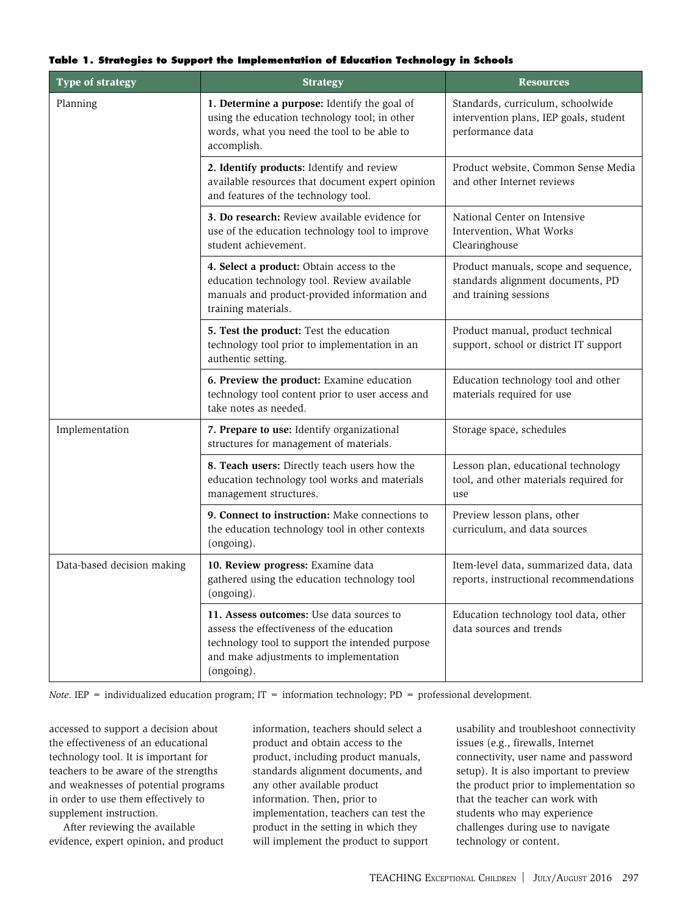**Table 1. Strategies to Support the Implementation of Education Technology in Schools**

| Type of strategy | Strategy | Resources |
|---|---|---|
| Planning | **1. Determine a purpose:** Identify the goal of using the education technology tool; in other words, what you need the tool to be able to accomplish. | Standards, curriculum, schoolwide intervention plans, IEP goals, student performance data |
| | **2. Identify products:** Identify and review available resources that document expert opinion and features of the technology tool. | Product website, Common Sense Media and other Internet reviews |
| | **3. Do research:** Review available evidence for use of the education technology tool to improve student achievement. | National Center on Intensive Intervention, What Works Clearinghouse |
| | **4. Select a product:** Obtain access to the education technology tool. Review available manuals and product-provided information and training materials. | Product manuals, scope and sequence, standards alignment documents, PD and training sessions |
| | **5. Test the product:** Test the education technology tool prior to implementation in an authentic setting. | Product manual, product technical support, school or district IT support |
| | **6. Preview the product:** Examine education technology tool content prior to user access and take notes as needed. | Education technology tool and other materials required for use |
| Implementation | **7. Prepare to use:** Identify organizational structures for management of materials. | Storage space, schedules |
| | **8. Teach users:** Directly teach users how the education technology tool works and materials management structures. | Lesson plan, educational technology tool, and other materials required for use |
| | **9. Connect to instruction:** Make connections to the education technology tool in other contexts (ongoing). | Preview lesson plans, other curriculum, and data sources |
| Data-based decision making | **10. Review progress:** Examine data gathered using the education technology tool (ongoing). | Item-level data, summarized data, data reports, instructional recommendations |
| | **11. Assess outcomes:** Use data sources to assess the effectiveness of the education technology tool to support the intended purpose and make adjustments to implementation (ongoing). | Education technology tool data, other data sources and trends |

*Note.* IEP = individualized education program; IT = information technology; PD = professional development.

accessed to support a decision about the effectiveness of an educational technology tool. It is important for teachers to be aware of the strengths and weaknesses of potential programs in order to use them effectively to supplement instruction.

After reviewing the available evidence, expert opinion, and product information, teachers should select a product and obtain access to the product, including product manuals, standards alignment documents, and any other available product information. Then, prior to implementation, teachers can test the product in the setting in which they will implement the product to support usability and troubleshoot connectivity issues (e.g., firewalls, Internet connectivity, user name and password setup). It is also important to preview the product prior to implementation so that the teacher can work with students who may experience challenges during use to navigate technology or content.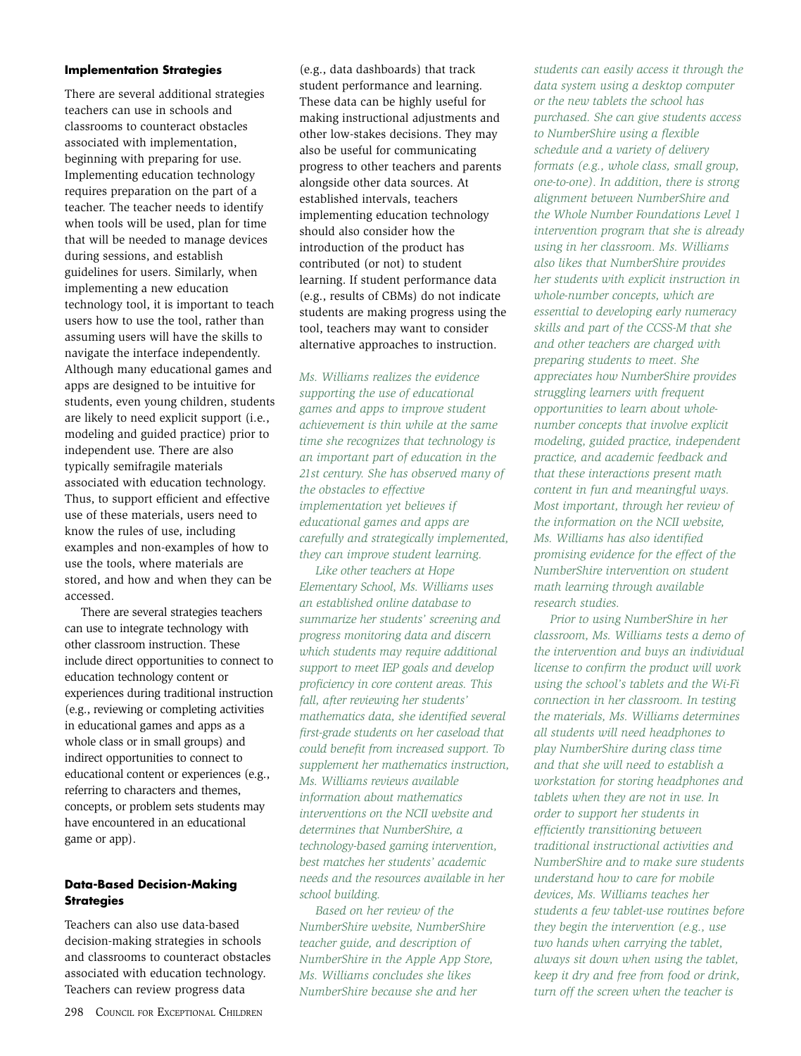**Implementation Strategies**

There are several additional strategies teachers can use in schools and classrooms to counteract obstacles associated with implementation, beginning with preparing for use. Implementing education technology requires preparation on the part of a teacher. The teacher needs to identify when tools will be used, plan for time that will be needed to manage devices during sessions, and establish guidelines for users. Similarly, when implementing a new education technology tool, it is important to teach users how to use the tool, rather than assuming users will have the skills to navigate the interface independently. Although many educational games and apps are designed to be intuitive for students, even young children, students are likely to need explicit support (i.e., modeling and guided practice) prior to independent use. There are also typically semifragile materials associated with education technology. Thus, to support efficient and effective use of these materials, users need to know the rules of use, including examples and non-examples of how to use the tools, where materials are stored, and how and when they can be accessed.

There are several strategies teachers can use to integrate technology with other classroom instruction. These include direct opportunities to connect to education technology content or experiences during traditional instruction (e.g., reviewing or completing activities in educational games and apps as a whole class or in small groups) and indirect opportunities to connect to educational content or experiences (e.g., referring to characters and themes, concepts, or problem sets students may have encountered in an educational game or app).

**Data-Based Decision-Making Strategies**

Teachers can also use data-based decision-making strategies in schools and classrooms to counteract obstacles associated with education technology. Teachers can review progress data (e.g., data dashboards) that track student performance and learning. These data can be highly useful for making instructional adjustments and other low-stakes decisions. They may also be useful for communicating progress to other teachers and parents alongside other data sources. At established intervals, teachers implementing education technology should also consider how the introduction of the product has contributed (or not) to student learning. If student performance data (e.g., results of CBMs) do not indicate students are making progress using the tool, teachers may want to consider alternative approaches to instruction.

*Ms. Williams realizes the evidence supporting the use of educational games and apps to improve student achievement is thin while at the same time she recognizes that technology is an important part of education in the 21st century. She has observed many of the obstacles to effective implementation yet believes if educational games and apps are carefully and strategically implemented, they can improve student learning.*

*Like other teachers at Hope Elementary School, Ms. Williams uses an established online database to summarize her students' screening and progress monitoring data and discern which students may require additional support to meet IEP goals and develop proficiency in core content areas. This fall, after reviewing her students' mathematics data, she identified several first-grade students on her caseload that could benefit from increased support. To supplement her mathematics instruction, Ms. Williams reviews available information about mathematics interventions on the NCII website and determines that NumberShire, a technology-based gaming intervention, best matches her students' academic needs and the resources available in her school building.*

*Based on her review of the NumberShire website, NumberShire teacher guide, and description of NumberShire in the Apple App Store, Ms. Williams concludes she likes NumberShire because she and her students can easily access it through the data system using a desktop computer or the new tablets the school has purchased. She can give students access to NumberShire using a flexible schedule and a variety of delivery formats (e.g., whole class, small group, one-to-one). In addition, there is strong alignment between NumberShire and the Whole Number Foundations Level 1 intervention program that she is already using in her classroom. Ms. Williams also likes that NumberShire provides her students with explicit instruction in whole-number concepts, which are essential to developing early numeracy skills and part of the CCSS-M that she and other teachers are charged with preparing students to meet. She appreciates how NumberShire provides struggling learners with frequent opportunities to learn about whole-number concepts that involve explicit modeling, guided practice, independent practice, and academic feedback and that these interactions present math content in fun and meaningful ways. Most important, through her review of the information on the NCII website, Ms. Williams has also identified promising evidence for the effect of the NumberShire intervention on student math learning through available research studies.*

*Prior to using NumberShire in her classroom, Ms. Williams tests a demo of the intervention and buys an individual license to confirm the product will work using the school's tablets and the Wi-Fi connection in her classroom. In testing the materials, Ms. Williams determines all students will need headphones to play NumberShire during class time and that she will need to establish a workstation for storing headphones and tablets when they are not in use. In order to support her students in efficiently transitioning between traditional instructional activities and NumberShire and to make sure students understand how to care for mobile devices, Ms. Williams teaches her students a few tablet-use routines before they begin the intervention (e.g., use two hands when carrying the tablet, always sit down when using the tablet, keep it dry and free from food or drink, turn off the screen when the teacher is*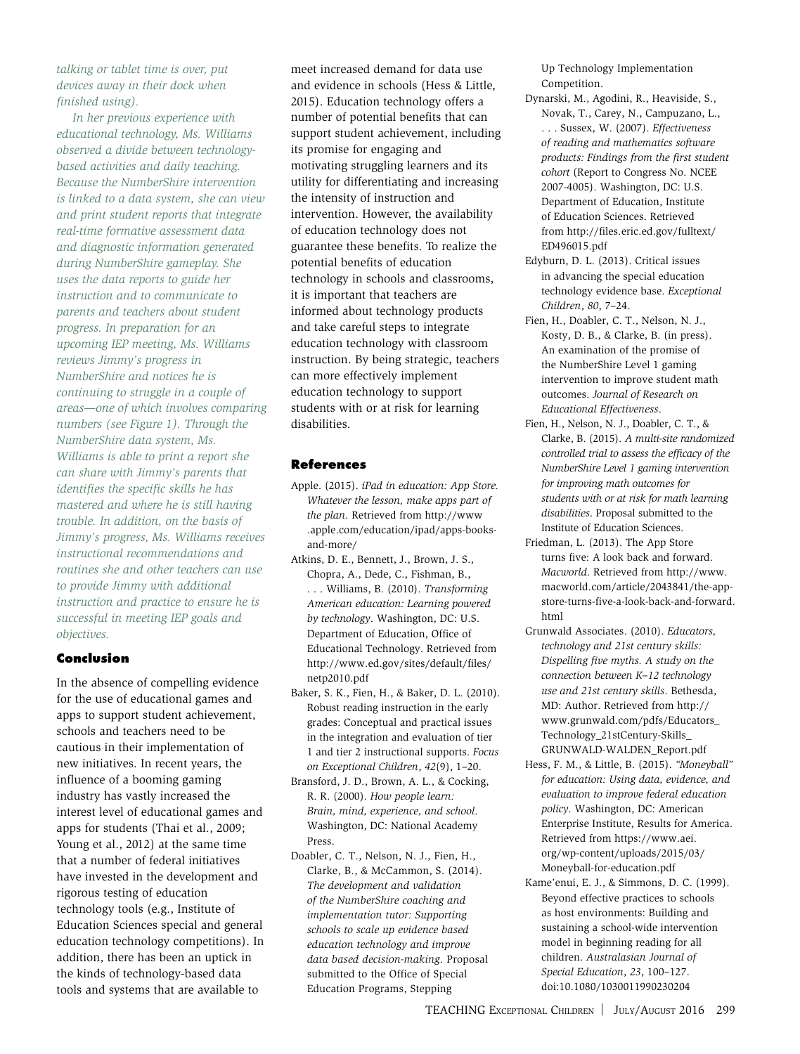*talking or tablet time is over, put devices away in their dock when finished using).*

*In her previous experience with educational technology, Ms. Williams observed a divide between technology-based activities and daily teaching. Because the NumberShire intervention is linked to a data system, she can view and print student reports that integrate real-time formative assessment data and diagnostic information generated during NumberShire gameplay. She uses the data reports to guide her instruction and to communicate to parents and teachers about student progress. In preparation for an upcoming IEP meeting, Ms. Williams reviews Jimmy's progress in NumberShire and notices he is continuing to struggle in a couple of areas—one of which involves comparing numbers (see Figure 1). Through the NumberShire data system, Ms. Williams is able to print a report she can share with Jimmy's parents that identifies the specific skills he has mastered and where he is still having trouble. In addition, on the basis of Jimmy's progress, Ms. Williams receives instructional recommendations and routines she and other teachers can use to provide Jimmy with additional instruction and practice to ensure he is successful in meeting IEP goals and objectives.*

## Conclusion

In the absence of compelling evidence for the use of educational games and apps to support student achievement, schools and teachers need to be cautious in their implementation of new initiatives. In recent years, the influence of a booming gaming industry has vastly increased the interest level of educational games and apps for students (Thai et al., 2009; Young et al., 2012) at the same time that a number of federal initiatives have invested in the development and rigorous testing of education technology tools (e.g., Institute of Education Sciences special and general education technology competitions). In addition, there has been an uptick in the kinds of technology-based data tools and systems that are available to meet increased demand for data use and evidence in schools (Hess & Little, 2015). Education technology offers a number of potential benefits that can support student achievement, including its promise for engaging and motivating struggling learners and its utility for differentiating and increasing the intensity of instruction and intervention. However, the availability of education technology does not guarantee these benefits. To realize the potential benefits of education technology in schools and classrooms, it is important that teachers are informed about technology products and take careful steps to integrate education technology with classroom instruction. By being strategic, teachers can more effectively implement education technology to support students with or at risk for learning disabilities.

## References

Apple. (2015). *iPad in education: App Store. Whatever the lesson, make apps part of the plan*. Retrieved from http://www.apple.com/education/ipad/apps-books-and-more/

Atkins, D. E., Bennett, J., Brown, J. S., Chopra, A., Dede, C., Fishman, B., . . . Williams, B. (2010). *Transforming American education: Learning powered by technology*. Washington, DC: U.S. Department of Education, Office of Educational Technology. Retrieved from http://www.ed.gov/sites/default/files/netp2010.pdf

Baker, S. K., Fien, H., & Baker, D. L. (2010). Robust reading instruction in the early grades: Conceptual and practical issues in the integration and evaluation of tier 1 and tier 2 instructional supports. *Focus on Exceptional Children*, *42*(9), 1–20.

Bransford, J. D., Brown, A. L., & Cocking, R. R. (2000). *How people learn: Brain, mind, experience, and school*. Washington, DC: National Academy Press.

Doabler, C. T., Nelson, N. J., Fien, H., Clarke, B., & McCammon, S. (2014). *The development and validation of the NumberShire coaching and implementation tutor: Supporting schools to scale up evidence based education technology and improve data based decision-making*. Proposal submitted to the Office of Special Education Programs, Stepping Up Technology Implementation Competition.

Dynarski, M., Agodini, R., Heaviside, S., Novak, T., Carey, N., Campuzano, L., . . . Sussex, W. (2007). *Effectiveness of reading and mathematics software products: Findings from the first student cohort* (Report to Congress No. NCEE 2007-4005). Washington, DC: U.S. Department of Education, Institute of Education Sciences. Retrieved from http://files.eric.ed.gov/fulltext/ED496015.pdf

Edyburn, D. L. (2013). Critical issues in advancing the special education technology evidence base. *Exceptional Children*, *80*, 7–24.

Fien, H., Doabler, C. T., Nelson, N. J., Kosty, D. B., & Clarke, B. (in press). An examination of the promise of the NumberShire Level 1 gaming intervention to improve student math outcomes. *Journal of Research on Educational Effectiveness*.

Fien, H., Nelson, N. J., Doabler, C. T., & Clarke, B. (2015). *A multi-site randomized controlled trial to assess the efficacy of the NumberShire Level 1 gaming intervention for improving math outcomes for students with or at risk for math learning disabilities*. Proposal submitted to the Institute of Education Sciences.

Friedman, L. (2013). The App Store turns five: A look back and forward. *Macworld*. Retrieved from http://www.macworld.com/article/2043841/the-app-store-turns-five-a-look-back-and-forward.html

Grunwald Associates. (2010). *Educators, technology and 21st century skills: Dispelling five myths. A study on the connection between K–12 technology use and 21st century skills*. Bethesda, MD: Author. Retrieved from http://www.grunwald.com/pdfs/Educators_Technology_21stCentury-Skills_GRUNWALD-WALDEN_Report.pdf

Hess, F. M., & Little, B. (2015). *"Moneyball" for education: Using data, evidence, and evaluation to improve federal education policy*. Washington, DC: American Enterprise Institute, Results for America. Retrieved from https://www.aei.org/wp-content/uploads/2015/03/Moneyball-for-education.pdf

Kame'enui, E. J., & Simmons, D. C. (1999). Beyond effective practices to schools as host environments: Building and sustaining a school-wide intervention model in beginning reading for all children. *Australasian Journal of Special Education*, *23*, 100–127. doi:10.1080/1030011990230204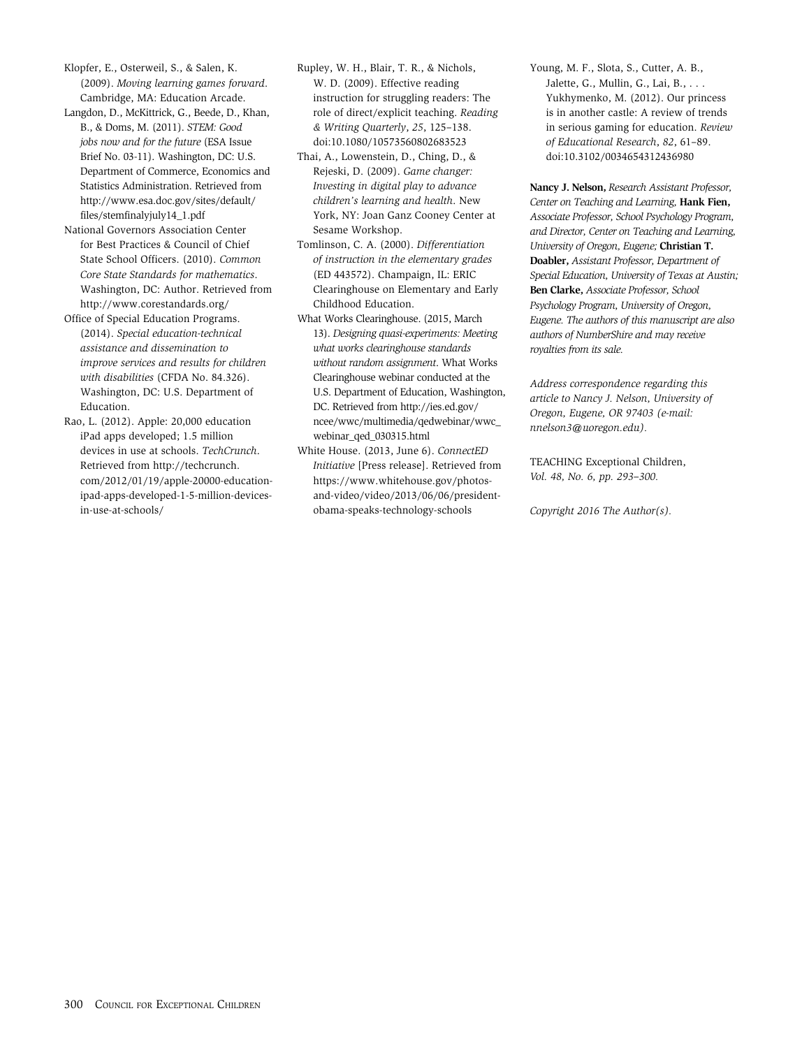Klopfer, E., Osterweil, S., & Salen, K. (2009). *Moving learning games forward.* Cambridge, MA: Education Arcade.

Langdon, D., McKittrick, G., Beede, D., Khan, B., & Doms, M. (2011). *STEM: Good jobs now and for the future* (ESA Issue Brief No. 03-11). Washington, DC: U.S. Department of Commerce, Economics and Statistics Administration. Retrieved from http://www.esa.doc.gov/sites/default/files/stemfinaljuly14_1.pdf

National Governors Association Center for Best Practices & Council of Chief State School Officers. (2010). *Common Core State Standards for mathematics.* Washington, DC: Author. Retrieved from http://www.corestandards.org/

Office of Special Education Programs. (2014). *Special education-technical assistance and dissemination to improve services and results for children with disabilities* (CFDA No. 84.326). Washington, DC: U.S. Department of Education.

Rao, L. (2012). Apple: 20,000 education iPad apps developed; 1.5 million devices in use at schools. *TechCrunch*. Retrieved from http://techcrunch.com/2012/01/19/apple-20000-education-ipad-apps-developed-1-5-million-devices-in-use-at-schools/

Rupley, W. H., Blair, T. R., & Nichols, W. D. (2009). Effective reading instruction for struggling readers: The role of direct/explicit teaching. *Reading & Writing Quarterly*, *25*, 125–138. doi:10.1080/10573560802683523

Thai, A., Lowenstein, D., Ching, D., & Rejeski, D. (2009). *Game changer: Investing in digital play to advance children's learning and health.* New York, NY: Joan Ganz Cooney Center at Sesame Workshop.

Tomlinson, C. A. (2000). *Differentiation of instruction in the elementary grades* (ED 443572). Champaign, IL: ERIC Clearinghouse on Elementary and Early Childhood Education.

What Works Clearinghouse. (2015, March 13). *Designing quasi-experiments: Meeting what works clearinghouse standards without random assignment*. What Works Clearinghouse webinar conducted at the U.S. Department of Education, Washington, DC. Retrieved from http://ies.ed.gov/ncee/wwc/multimedia/qedwebinar/wwc_webinar_qed_030315.html

White House. (2013, June 6). *ConnectED Initiative* [Press release]. Retrieved from https://www.whitehouse.gov/photos-and-video/video/2013/06/06/president-obama-speaks-technology-schools

Young, M. F., Slota, S., Cutter, A. B., Jalette, G., Mullin, G., Lai, B., . . . Yukhymenko, M. (2012). Our princess is in another castle: A review of trends in serious gaming for education. *Review of Educational Research*, *82*, 61–89. doi:10.3102/0034654312436980

**Nancy J. Nelson,** *Research Assistant Professor, Center on Teaching and Learning,* **Hank Fien,** *Associate Professor, School Psychology Program, and Director, Center on Teaching and Learning, University of Oregon, Eugene;* **Christian T. Doabler,** *Assistant Professor, Department of Special Education, University of Texas at Austin;* **Ben Clarke,** *Associate Professor, School Psychology Program, University of Oregon, Eugene. The authors of this manuscript are also authors of NumberShire and may receive royalties from its sale.*

*Address correspondence regarding this article to Nancy J. Nelson, University of Oregon, Eugene, OR 97403 (e-mail: nnelson3@uoregon.edu).*

TEACHING Exceptional Children, *Vol. 48, No. 6, pp. 293–300.*

*Copyright 2016 The Author(s).*